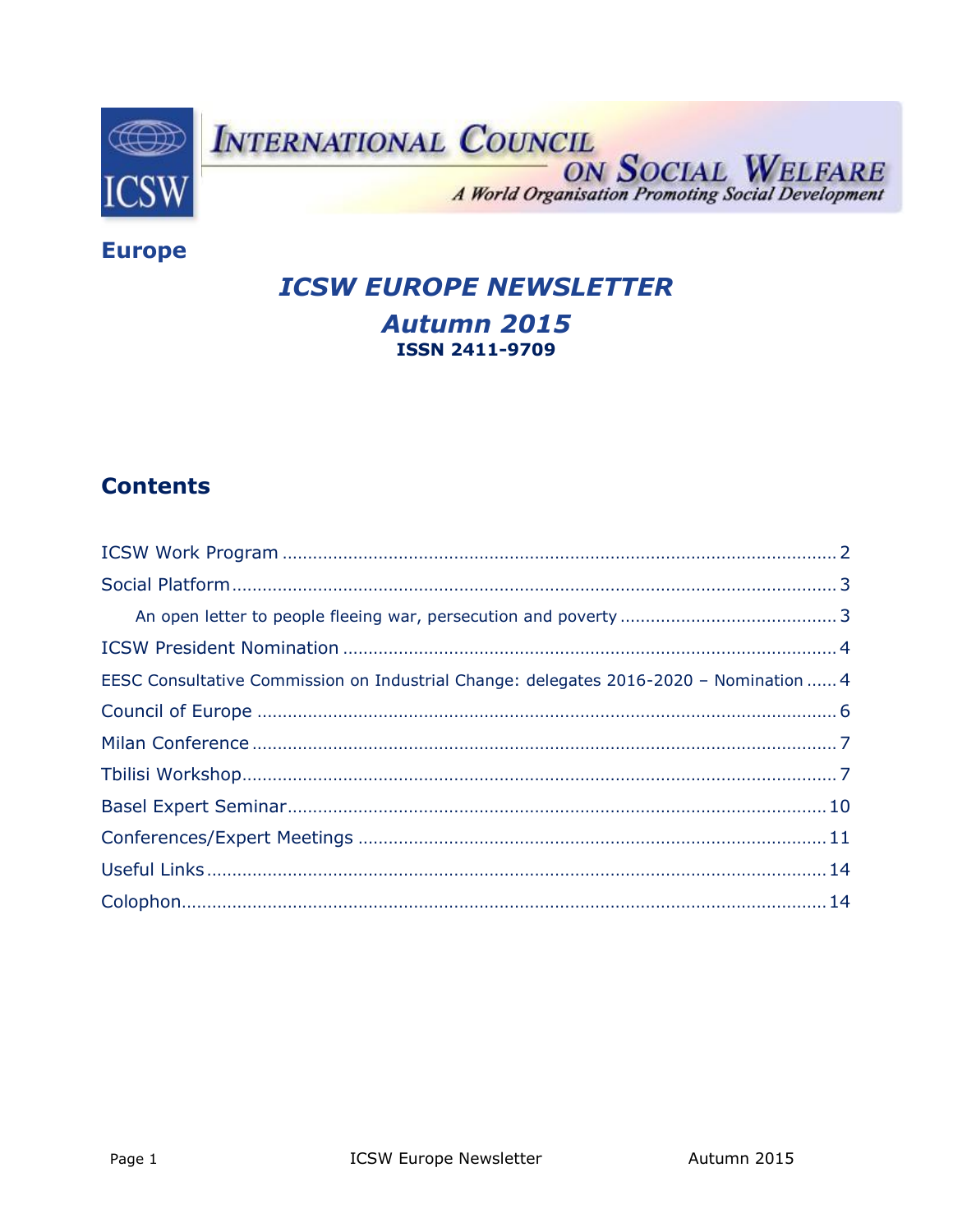INTERNATIONAL COUNCIL ON SOCIAL WELFARE

*A World Organisation Promoting Social Development*

**Europe**

# *ICSW EUROPE NEWSLETTER*

# *Autumn 2015*

**ISSN 2411-9709**

## Contents

ICSW Work Program ........................................................ 2

Social Platform ........................................................ 3

An open letter to people fleeing war, persecution and poverty ........................................................ 3

ICSW President Nomination ........................................................ 4

EESC Consultative Commission on Industrial Change: delegates 2016-2020 – Nomination ...... 4

Council of Europe ........................................................ 6

Milan Conference ........................................................ 7

Tbilisi Workshop ........................................................ 7

Basel Expert Seminar ........................................................ 10

Conferences/Expert Meetings ........................................................ 11

Useful Links ........................................................ 14

Colophon ........................................................ 14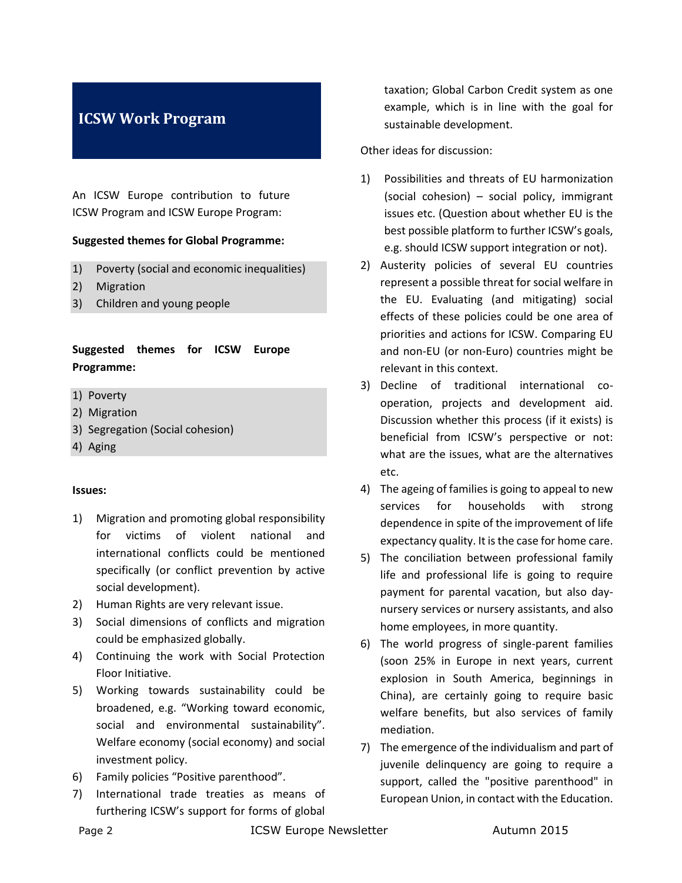## ICSW Work Program

An ICSW Europe contribution to future ICSW Program and ICSW Europe Program:

**Suggested themes for Global Programme:**

1) Poverty (social and economic inequalities)
2) Migration
3) Children and young people

**Suggested themes for ICSW Europe Programme:**

1) Poverty
2) Migration
3) Segregation (Social cohesion)
4) Aging

**Issues:**

1) Migration and promoting global responsibility for victims of violent national and international conflicts could be mentioned specifically (or conflict prevention by active social development).
2) Human Rights are very relevant issue.
3) Social dimensions of conflicts and migration could be emphasized globally.
4) Continuing the work with Social Protection Floor Initiative.
5) Working towards sustainability could be broadened, e.g. "Working toward economic, social and environmental sustainability". Welfare economy (social economy) and social investment policy.
6) Family policies "Positive parenthood".
7) International trade treaties as means of furthering ICSW's support for forms of global taxation; Global Carbon Credit system as one example, which is in line with the goal for sustainable development.

Other ideas for discussion:

1) Possibilities and threats of EU harmonization (social cohesion) – social policy, immigrant issues etc. (Question about whether EU is the best possible platform to further ICSW's goals, e.g. should ICSW support integration or not).
2) Austerity policies of several EU countries represent a possible threat for social welfare in the EU. Evaluating (and mitigating) social effects of these policies could be one area of priorities and actions for ICSW. Comparing EU and non-EU (or non-Euro) countries might be relevant in this context.
3) Decline of traditional international co-operation, projects and development aid. Discussion whether this process (if it exists) is beneficial from ICSW's perspective or not: what are the issues, what are the alternatives etc.
4) The ageing of families is going to appeal to new services for households with strong dependence in spite of the improvement of life expectancy quality. It is the case for home care.
5) The conciliation between professional family life and professional life is going to require payment for parental vacation, but also day-nursery services or nursery assistants, and also home employees, in more quantity.
6) The world progress of single-parent families (soon 25% in Europe in next years, current explosion in South America, beginnings in China), are certainly going to require basic welfare benefits, but also services of family mediation.
7) The emergence of the individualism and part of juvenile delinquency are going to require a support, called the "positive parenthood" in European Union, in contact with the Education.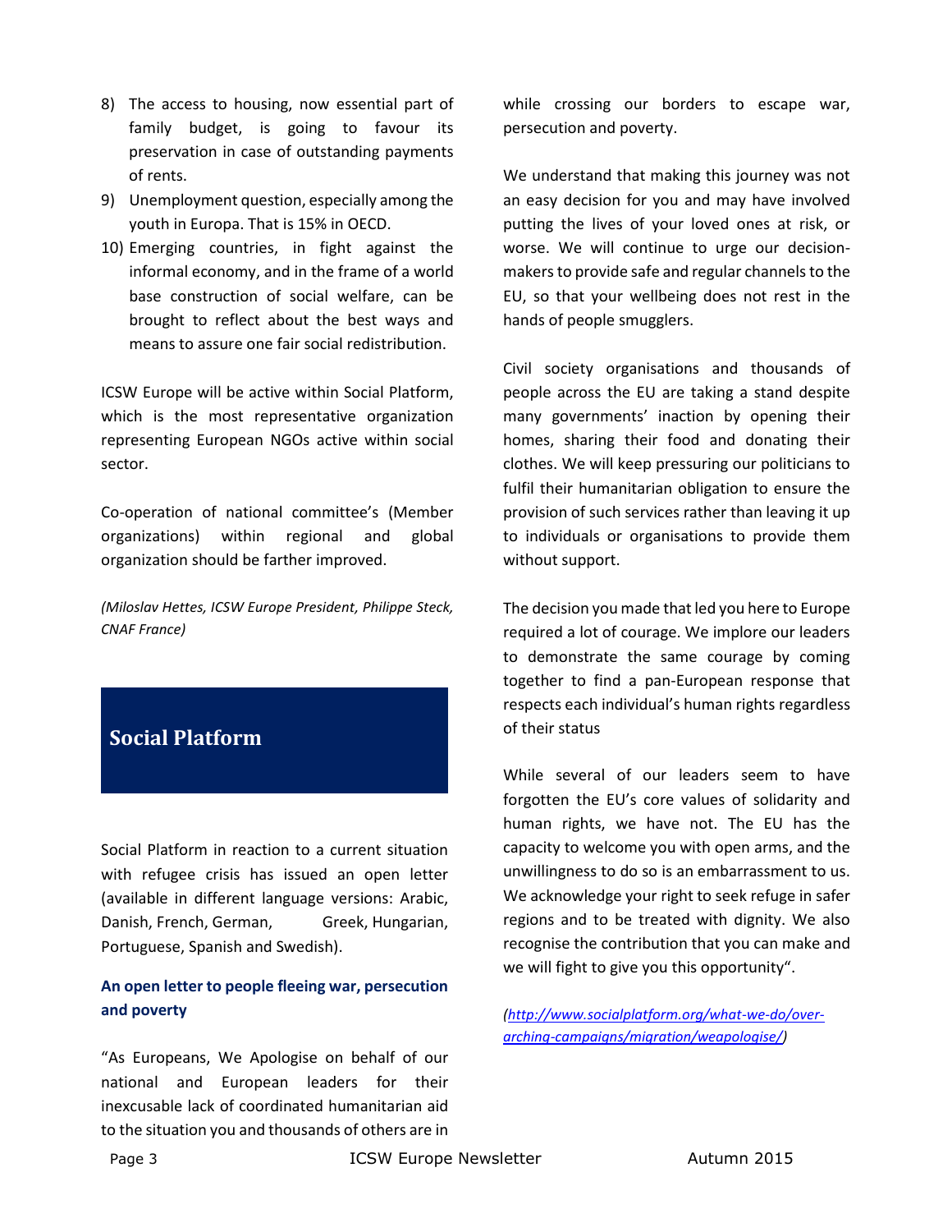8) The access to housing, now essential part of family budget, is going to favour its preservation in case of outstanding payments of rents.
9) Unemployment question, especially among the youth in Europa. That is 15% in OECD.
10) Emerging countries, in fight against the informal economy, and in the frame of a world base construction of social welfare, can be brought to reflect about the best ways and means to assure one fair social redistribution.

ICSW Europe will be active within Social Platform, which is the most representative organization representing European NGOs active within social sector.

Co-operation of national committee's (Member organizations) within regional and global organization should be farther improved.

*(Miloslav Hettes, ICSW Europe President, Philippe Steck, CNAF France)*

## Social Platform

Social Platform in reaction to a current situation with refugee crisis has issued an open letter (available in different language versions: Arabic, Danish, French, German, Greek, Hungarian, Portuguese, Spanish and Swedish).

**An open letter to people fleeing war, persecution and poverty**

"As Europeans, We Apologise on behalf of our national and European leaders for their inexcusable lack of coordinated humanitarian aid to the situation you and thousands of others are in while crossing our borders to escape war, persecution and poverty.

We understand that making this journey was not an easy decision for you and may have involved putting the lives of your loved ones at risk, or worse. We will continue to urge our decision-makers to provide safe and regular channels to the EU, so that your wellbeing does not rest in the hands of people smugglers.

Civil society organisations and thousands of people across the EU are taking a stand despite many governments' inaction by opening their homes, sharing their food and donating their clothes. We will keep pressuring our politicians to fulfil their humanitarian obligation to ensure the provision of such services rather than leaving it up to individuals or organisations to provide them without support.

The decision you made that led you here to Europe required a lot of courage. We implore our leaders to demonstrate the same courage by coming together to find a pan-European response that respects each individual's human rights regardless of their status

While several of our leaders seem to have forgotten the EU's core values of solidarity and human rights, we have not. The EU has the capacity to welcome you with open arms, and the unwillingness to do so is an embarrassment to us. We acknowledge your right to seek refuge in safer regions and to be treated with dignity. We also recognise the contribution that you can make and we will fight to give you this opportunity".

*(http://www.socialplatform.org/what-we-do/over-arching-campaigns/migration/weapologise/)*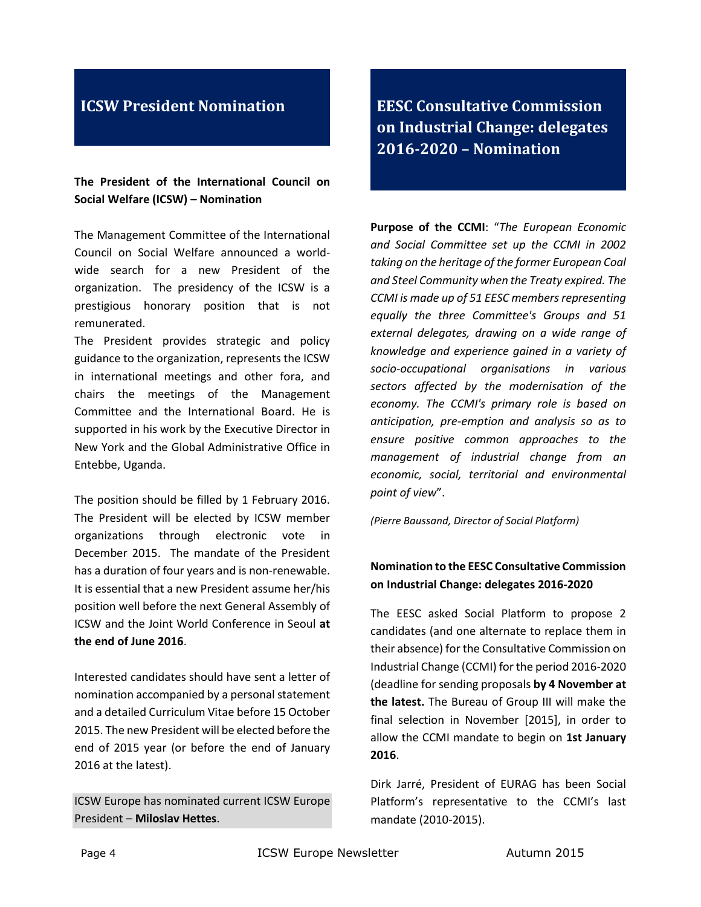## ICSW President Nomination

**The President of the International Council on Social Welfare (ICSW) – Nomination**

The Management Committee of the International Council on Social Welfare announced a world-wide search for a new President of the organization. The presidency of the ICSW is a prestigious honorary position that is not remunerated.

The President provides strategic and policy guidance to the organization, represents the ICSW in international meetings and other fora, and chairs the meetings of the Management Committee and the International Board. He is supported in his work by the Executive Director in New York and the Global Administrative Office in Entebbe, Uganda.

The position should be filled by 1 February 2016. The President will be elected by ICSW member organizations through electronic vote in December 2015. The mandate of the President has a duration of four years and is non-renewable. It is essential that a new President assume her/his position well before the next General Assembly of ICSW and the Joint World Conference in Seoul **at the end of June 2016**.

Interested candidates should have sent a letter of nomination accompanied by a personal statement and a detailed Curriculum Vitae before 15 October 2015. The new President will be elected before the end of 2015 year (or before the end of January 2016 at the latest).

ICSW Europe has nominated current ICSW Europe President – **Miloslav Hettes**.

## EESC Consultative Commission on Industrial Change: delegates 2016-2020 – Nomination

**Purpose of the CCMI**: "*The European Economic and Social Committee set up the CCMI in 2002 taking on the heritage of the former European Coal and Steel Community when the Treaty expired. The CCMI is made up of 51 EESC members representing equally the three Committee's Groups and 51 external delegates, drawing on a wide range of knowledge and experience gained in a variety of socio-occupational organisations in various sectors affected by the modernisation of the economy. The CCMI's primary role is based on anticipation, pre-emption and analysis so as to ensure positive common approaches to the management of industrial change from an economic, social, territorial and environmental point of view*".

*(Pierre Baussand, Director of Social Platform)*

**Nomination to the EESC Consultative Commission on Industrial Change: delegates 2016-2020**

The EESC asked Social Platform to propose 2 candidates (and one alternate to replace them in their absence) for the Consultative Commission on Industrial Change (CCMI) for the period 2016-2020 (deadline for sending proposals **by 4 November at the latest.** The Bureau of Group III will make the final selection in November [2015], in order to allow the CCMI mandate to begin on **1st January 2016**.

Dirk Jarré, President of EURAG has been Social Platform's representative to the CCMI's last mandate (2010-2015).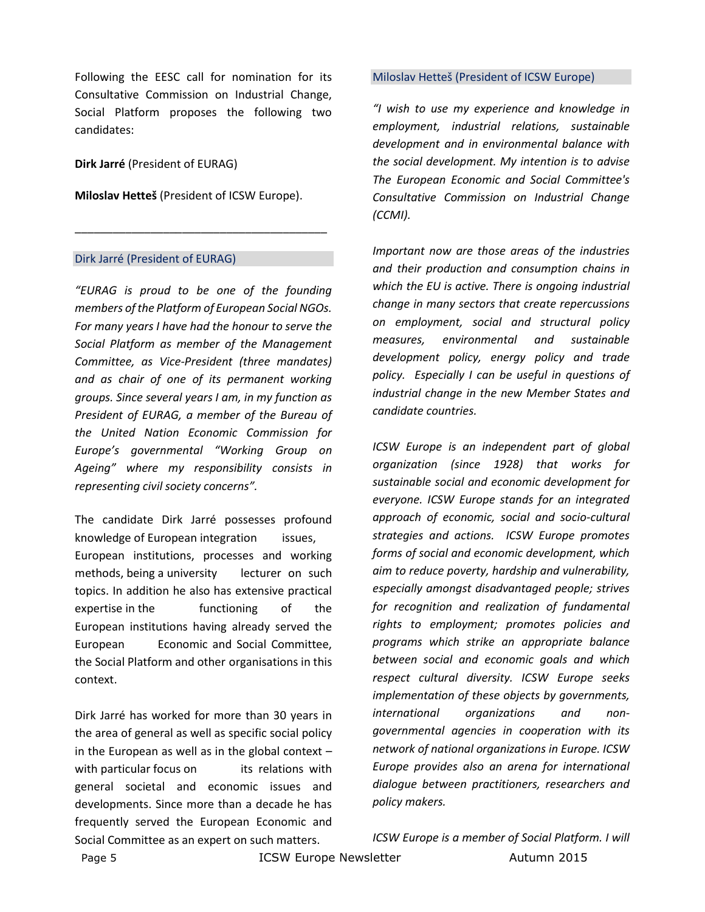Following the EESC call for nomination for its Consultative Commission on Industrial Change, Social Platform proposes the following two candidates:

**Dirk Jarré** (President of EURAG)

**Miloslav Hetteš** (President of ICSW Europe).

---

### Dirk Jarré (President of EURAG)

*"EURAG is proud to be one of the founding members of the Platform of European Social NGOs. For many years I have had the honour to serve the Social Platform as member of the Management Committee, as Vice-President (three mandates) and as chair of one of its permanent working groups. Since several years I am, in my function as President of EURAG, a member of the Bureau of the United Nation Economic Commission for Europe's governmental "Working Group on Ageing" where my responsibility consists in representing civil society concerns".*

The candidate Dirk Jarré possesses profound knowledge of European integration issues, European institutions, processes and working methods, being a university lecturer on such topics. In addition he also has extensive practical expertise in the functioning of the European institutions having already served the European Economic and Social Committee, the Social Platform and other organisations in this context.

Dirk Jarré has worked for more than 30 years in the area of general as well as specific social policy in the European as well as in the global context – with particular focus on its relations with general societal and economic issues and developments. Since more than a decade he has frequently served the European Economic and Social Committee as an expert on such matters.

### Miloslav Hetteš (President of ICSW Europe)

*"I wish to use my experience and knowledge in employment, industrial relations, sustainable development and in environmental balance with the social development. My intention is to advise The European Economic and Social Committee's Consultative Commission on Industrial Change (CCMI).*

*Important now are those areas of the industries and their production and consumption chains in which the EU is active. There is ongoing industrial change in many sectors that create repercussions on employment, social and structural policy measures, environmental and sustainable development policy, energy policy and trade policy. Especially I can be useful in questions of industrial change in the new Member States and candidate countries.*

*ICSW Europe is an independent part of global organization (since 1928) that works for sustainable social and economic development for everyone. ICSW Europe stands for an integrated approach of economic, social and socio-cultural strategies and actions. ICSW Europe promotes forms of social and economic development, which aim to reduce poverty, hardship and vulnerability, especially amongst disadvantaged people; strives for recognition and realization of fundamental rights to employment; promotes policies and programs which strike an appropriate balance between social and economic goals and which respect cultural diversity. ICSW Europe seeks implementation of these objects by governments, international organizations and non-governmental agencies in cooperation with its network of national organizations in Europe. ICSW Europe provides also an arena for international dialogue between practitioners, researchers and policy makers.*

*ICSW Europe is a member of Social Platform. I will*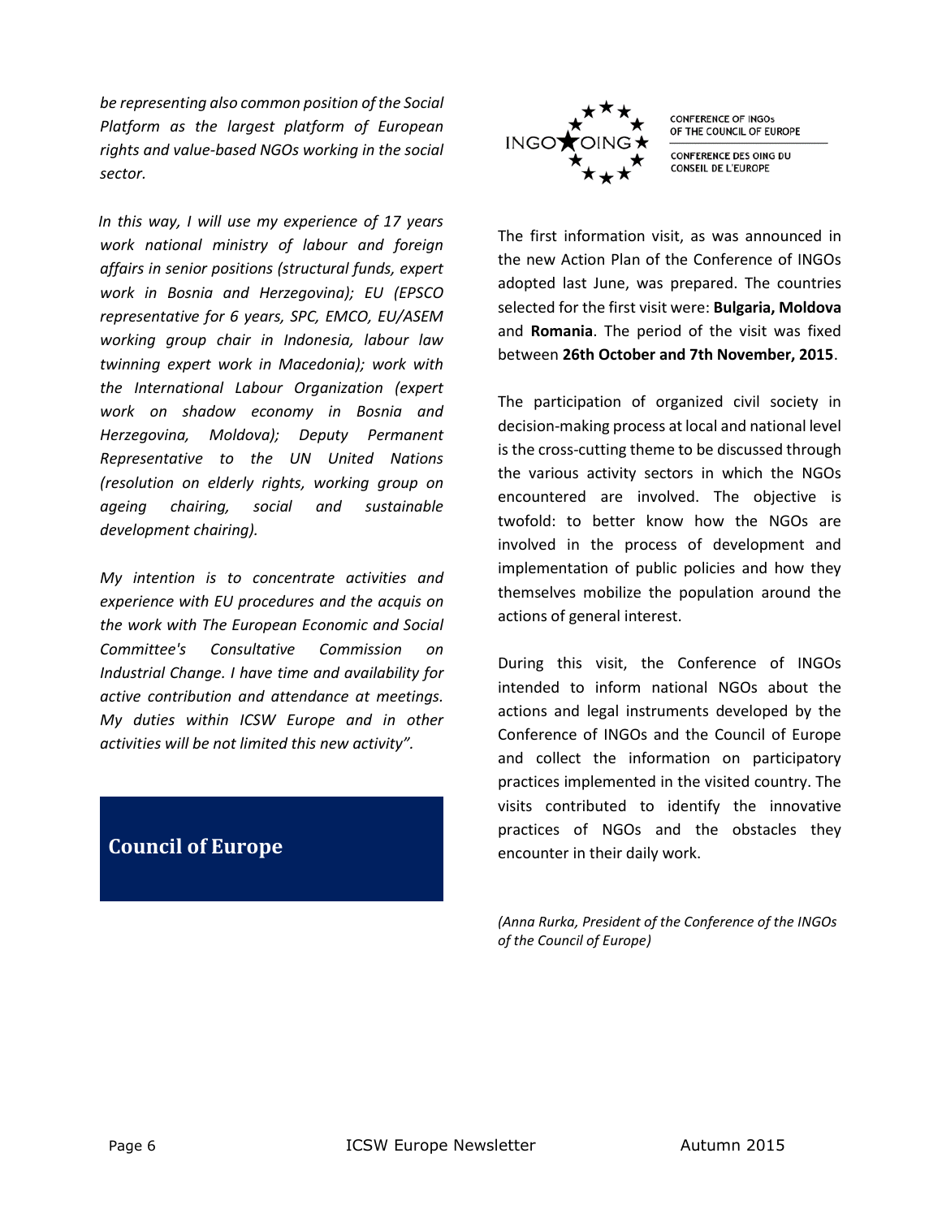*be representing also common position of the Social Platform as the largest platform of European rights and value-based NGOs working in the social sector.*

*In this way, I will use my experience of 17 years work national ministry of labour and foreign affairs in senior positions (structural funds, expert work in Bosnia and Herzegovina); EU (EPSCO representative for 6 years, SPC, EMCO, EU/ASEM working group chair in Indonesia, labour law twinning expert work in Macedonia); work with the International Labour Organization (expert work on shadow economy in Bosnia and Herzegovina, Moldova); Deputy Permanent Representative to the UN United Nations (resolution on elderly rights, working group on ageing chairing, social and sustainable development chairing).*

*My intention is to concentrate activities and experience with EU procedures and the acquis on the work with The European Economic and Social Committee's Consultative Commission on Industrial Change. I have time and availability for active contribution and attendance at meetings. My duties within ICSW Europe and in other activities will be not limited this new activity".*

## Council of Europe

INGO★OING — CONFERENCE OF INGOs OF THE COUNCIL OF EUROPE / CONFERENCE DES OING DU CONSEIL DE L'EUROPE

The first information visit, as was announced in the new Action Plan of the Conference of INGOs adopted last June, was prepared. The countries selected for the first visit were: **Bulgaria, Moldova** and **Romania**. The period of the visit was fixed between **26th October and 7th November, 2015**.

The participation of organized civil society in decision-making process at local and national level is the cross-cutting theme to be discussed through the various activity sectors in which the NGOs encountered are involved. The objective is twofold: to better know how the NGOs are involved in the process of development and implementation of public policies and how they themselves mobilize the population around the actions of general interest.

During this visit, the Conference of INGOs intended to inform national NGOs about the actions and legal instruments developed by the Conference of INGOs and the Council of Europe and collect the information on participatory practices implemented in the visited country. The visits contributed to identify the innovative practices of NGOs and the obstacles they encounter in their daily work.

*(Anna Rurka, President of the Conference of the INGOs of the Council of Europe)*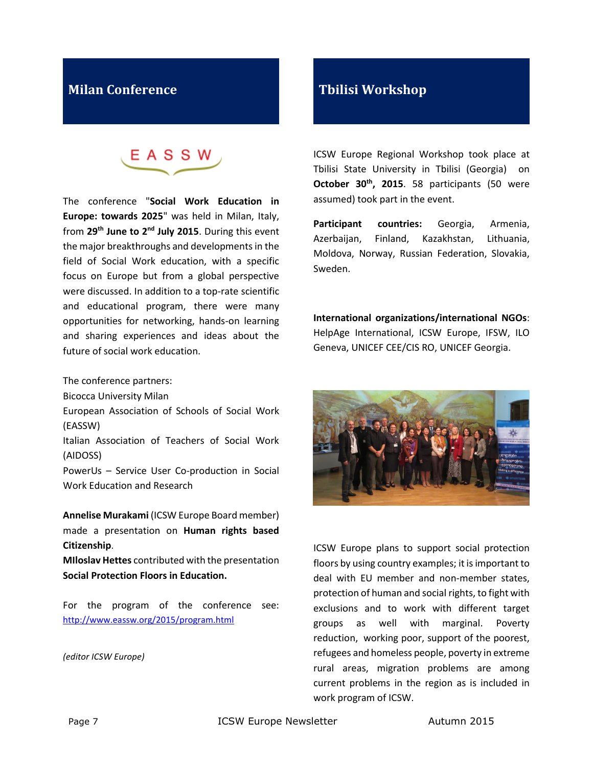## Milan Conference

The conference "**Social Work Education in Europe: towards 2025**" was held in Milan, Italy, from **29th June to 2nd July 2015**. During this event the major breakthroughs and developments in the field of Social Work education, with a specific focus on Europe but from a global perspective were discussed. In addition to a top-rate scientific and educational program, there were many opportunities for networking, hands-on learning and sharing experiences and ideas about the future of social work education.

The conference partners:
Bicocca University Milan
European Association of Schools of Social Work (EASSW)
Italian Association of Teachers of Social Work (AIDOSS)
PowerUs – Service User Co-production in Social Work Education and Research

**Annelise Murakami** (ICSW Europe Board member) made a presentation on **Human rights based Citizenship**.
**MIloslav Hettes** contributed with the presentation **Social Protection Floors in Education.**

For the program of the conference see: http://www.eassw.org/2015/program.html

*(editor ICSW Europe)*

## Tbilisi Workshop

ICSW Europe Regional Workshop took place at Tbilisi State University in Tbilisi (Georgia) on **October 30th, 2015**. 58 participants (50 were assumed) took part in the event.

**Participant countries:** Georgia, Armenia, Azerbaijan, Finland, Kazakhstan, Lithuania, Moldova, Norway, Russian Federation, Slovakia, Sweden.

**International organizations/international NGOs**: HelpAge International, ICSW Europe, IFSW, ILO Geneva, UNICEF CEE/CIS RO, UNICEF Georgia.

ICSW Europe plans to support social protection floors by using country examples; it is important to deal with EU member and non-member states, protection of human and social rights, to fight with exclusions and to work with different target groups as well with marginal. Poverty reduction, working poor, support of the poorest, refugees and homeless people, poverty in extreme rural areas, migration problems are among current problems in the region as is included in work program of ICSW.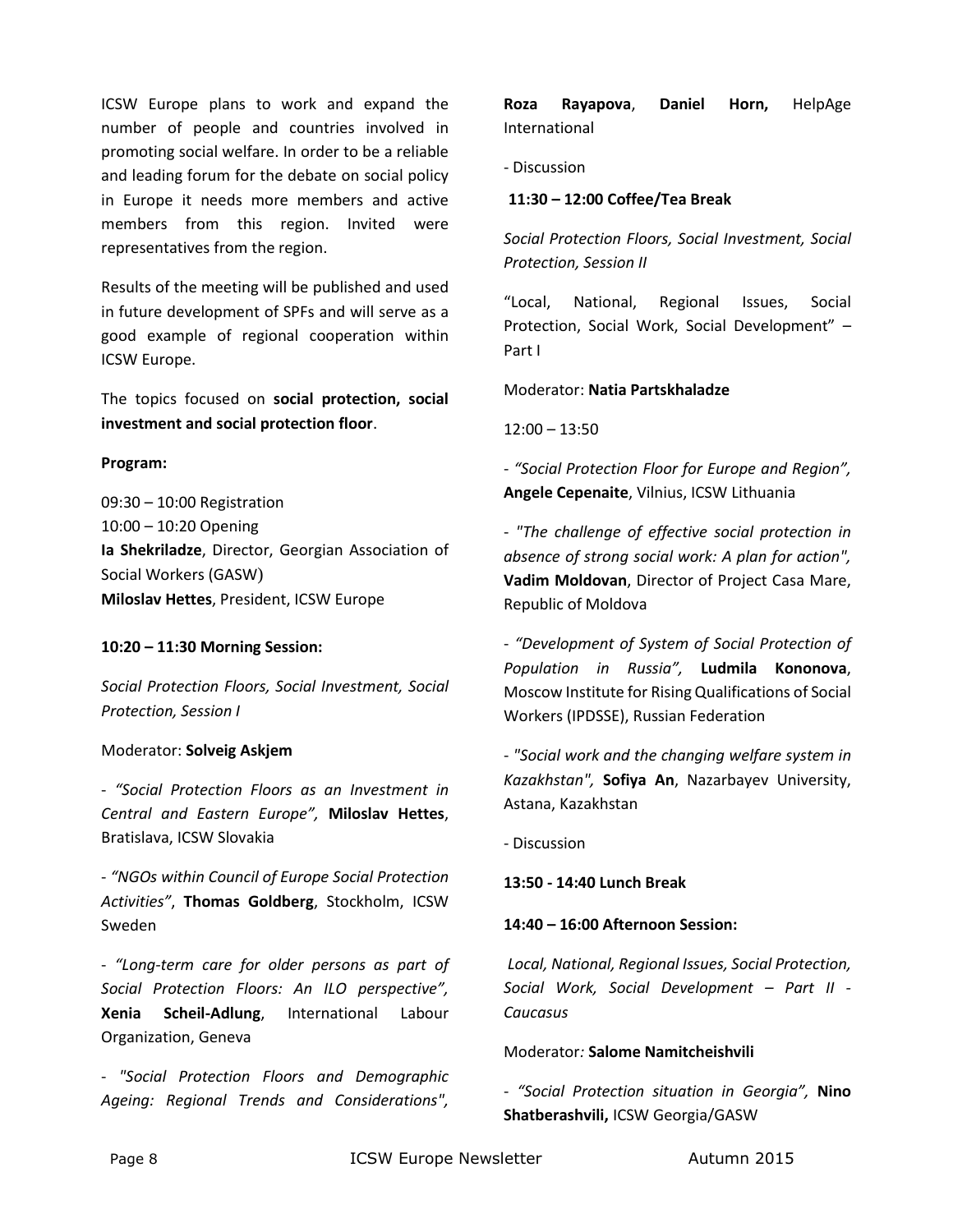ICSW Europe plans to work and expand the number of people and countries involved in promoting social welfare. In order to be a reliable and leading forum for the debate on social policy in Europe it needs more members and active members from this region. Invited were representatives from the region.

Results of the meeting will be published and used in future development of SPFs and will serve as a good example of regional cooperation within ICSW Europe.

The topics focused on **social protection, social investment and social protection floor**.

**Program:**

09:30 – 10:00 Registration
10:00 – 10:20 Opening
**Ia Shekriladze**, Director, Georgian Association of Social Workers (GASW)
**Miloslav Hettes**, President, ICSW Europe

**10:20 – 11:30 Morning Session:**

*Social Protection Floors, Social Investment, Social Protection, Session I*

Moderator: **Solveig Askjem**

- *"Social Protection Floors as an Investment in Central and Eastern Europe",* **Miloslav Hettes**, Bratislava, ICSW Slovakia

- *"NGOs within Council of Europe Social Protection Activities"*, **Thomas Goldberg**, Stockholm, ICSW Sweden

- *"Long-term care for older persons as part of Social Protection Floors: An ILO perspective",* **Xenia Scheil-Adlung**, International Labour Organization, Geneva

- *"Social Protection Floors and Demographic Ageing: Regional Trends and Considerations",* **Roza Rayapova**, **Daniel Horn,** HelpAge International

- Discussion

**11:30 – 12:00 Coffee/Tea Break**

*Social Protection Floors, Social Investment, Social Protection, Session II*

"Local, National, Regional Issues, Social Protection, Social Work, Social Development" – Part I

Moderator: **Natia Partskhaladze**

12:00 – 13:50

- *"Social Protection Floor for Europe and Region",* **Angele Cepenaite**, Vilnius, ICSW Lithuania

- *"The challenge of effective social protection in absence of strong social work: A plan for action",* **Vadim Moldovan**, Director of Project Casa Mare, Republic of Moldova

- *"Development of System of Social Protection of Population in Russia",* **Ludmila Kononova**, Moscow Institute for Rising Qualifications of Social Workers (IPDSSE), Russian Federation

- *"Social work and the changing welfare system in Kazakhstan",* **Sofiya An**, Nazarbayev University, Astana, Kazakhstan

- Discussion

**13:50 - 14:40 Lunch Break**

**14:40 – 16:00 Afternoon Session:**

*Local, National, Regional Issues, Social Protection, Social Work, Social Development – Part II - Caucasus*

Moderator*:* **Salome Namitcheishvili**

- *"Social Protection situation in Georgia",* **Nino Shatberashvili,** ICSW Georgia/GASW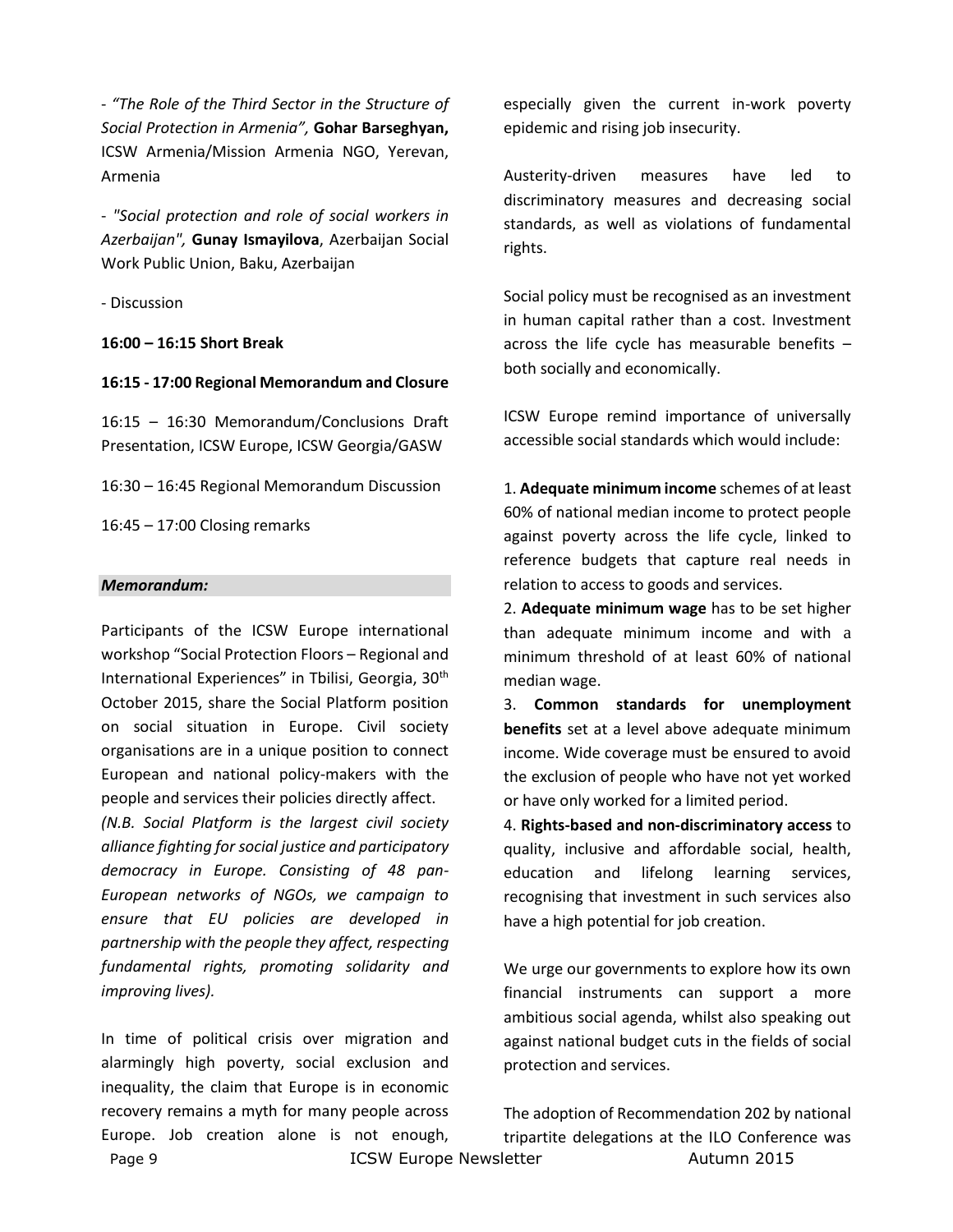- *"The Role of the Third Sector in the Structure of Social Protection in Armenia",* **Gohar Barseghyan,** ICSW Armenia/Mission Armenia NGO, Yerevan, Armenia

- *"Social protection and role of social workers in Azerbaijan",* **Gunay Ismayilova**, Azerbaijan Social Work Public Union, Baku, Azerbaijan

- Discussion

**16:00 – 16:15 Short Break**

**16:15 - 17:00 Regional Memorandum and Closure**

16:15 – 16:30 Memorandum/Conclusions Draft Presentation, ICSW Europe, ICSW Georgia/GASW

16:30 – 16:45 Regional Memorandum Discussion

16:45 – 17:00 Closing remarks

### *Memorandum:*

Participants of the ICSW Europe international workshop "Social Protection Floors – Regional and International Experiences" in Tbilisi, Georgia, 30th October 2015, share the Social Platform position on social situation in Europe. Civil society organisations are in a unique position to connect European and national policy-makers with the people and services their policies directly affect.

*(N.B. Social Platform is the largest civil society alliance fighting for social justice and participatory democracy in Europe. Consisting of 48 pan-European networks of NGOs, we campaign to ensure that EU policies are developed in partnership with the people they affect, respecting fundamental rights, promoting solidarity and improving lives).*

In time of political crisis over migration and alarmingly high poverty, social exclusion and inequality, the claim that Europe is in economic recovery remains a myth for many people across Europe. Job creation alone is not enough, especially given the current in-work poverty epidemic and rising job insecurity.

Austerity-driven measures have led to discriminatory measures and decreasing social standards, as well as violations of fundamental rights.

Social policy must be recognised as an investment in human capital rather than a cost. Investment across the life cycle has measurable benefits – both socially and economically.

ICSW Europe remind importance of universally accessible social standards which would include:

1. **Adequate minimum income** schemes of at least 60% of national median income to protect people against poverty across the life cycle, linked to reference budgets that capture real needs in relation to access to goods and services.
2. **Adequate minimum wage** has to be set higher than adequate minimum income and with a minimum threshold of at least 60% of national median wage.
3. **Common standards for unemployment benefits** set at a level above adequate minimum income. Wide coverage must be ensured to avoid the exclusion of people who have not yet worked or have only worked for a limited period.
4. **Rights-based and non-discriminatory access** to quality, inclusive and affordable social, health, education and lifelong learning services, recognising that investment in such services also have a high potential for job creation.

We urge our governments to explore how its own financial instruments can support a more ambitious social agenda, whilst also speaking out against national budget cuts in the fields of social protection and services.

The adoption of Recommendation 202 by national tripartite delegations at the ILO Conference was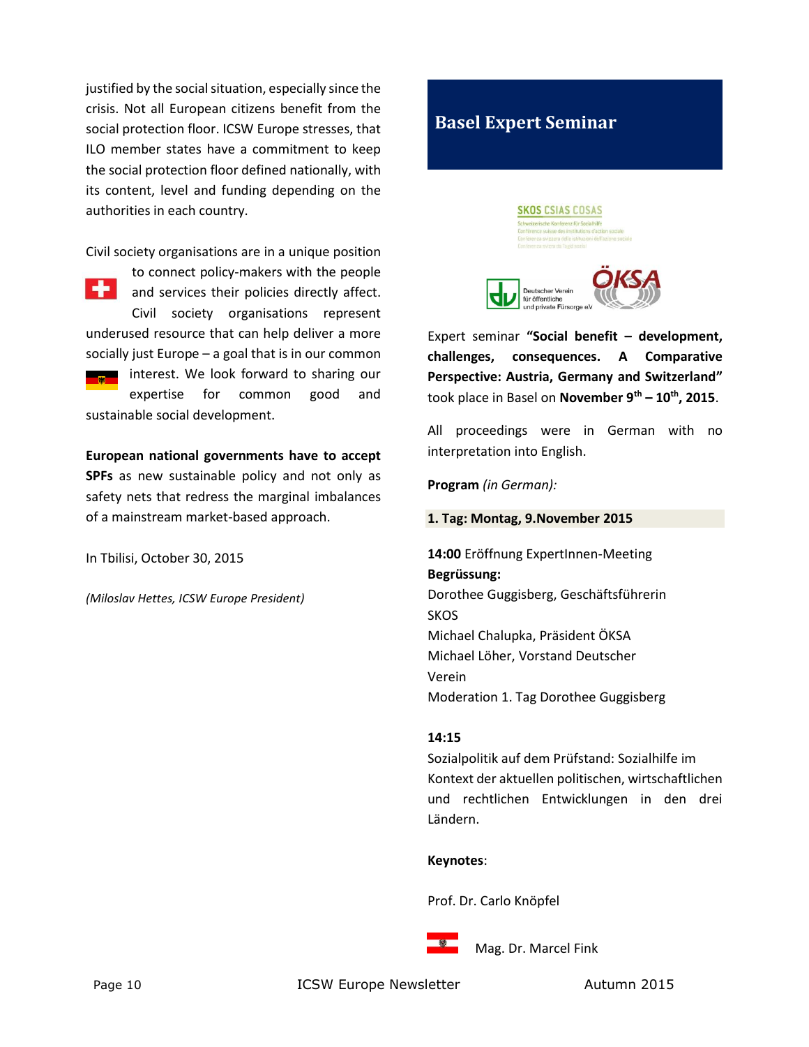justified by the social situation, especially since the crisis. Not all European citizens benefit from the social protection floor. ICSW Europe stresses, that ILO member states have a commitment to keep the social protection floor defined nationally, with its content, level and funding depending on the authorities in each country.

Civil society organisations are in a unique position to connect policy-makers with the people and services their policies directly affect. Civil society organisations represent underused resource that can help deliver a more socially just Europe – a goal that is in our common interest. We look forward to sharing our expertise for common good and sustainable social development.

**European national governments have to accept SPFs** as new sustainable policy and not only as safety nets that redress the marginal imbalances of a mainstream market-based approach.

In Tbilisi, October 30, 2015

*(Miloslav Hettes, ICSW Europe President)*

## Basel Expert Seminar

SKOS CSIAS COSAS
Schweizerische Konferenz für Sozialhilfe
Conférence suisse des institutions d'action sociale
Conferenza svizzera delle istituzioni dell'azione sociale
Conferenza svizra da l'agid sozial

Deutscher Verein für öffentliche und private Fürsorge e.V.

ÖKSA

Expert seminar **"Social benefit – development, challenges, consequences. A Comparative Perspective: Austria, Germany and Switzerland"** took place in Basel on **November 9th – 10th, 2015**.

All proceedings were in German with no interpretation into English.

**Program** *(in German):*

**1. Tag: Montag, 9.November 2015**

**14:00** Eröffnung ExpertInnen-Meeting
**Begrüssung:**
Dorothee Guggisberg, Geschäftsführerin SKOS
Michael Chalupka, Präsident ÖKSA
Michael Löher, Vorstand Deutscher Verein
Moderation 1. Tag Dorothee Guggisberg

**14:15**
Sozialpolitik auf dem Prüfstand: Sozialhilfe im Kontext der aktuellen politischen, wirtschaftlichen und rechtlichen Entwicklungen in den drei Ländern.

**Keynotes**:

Prof. Dr. Carlo Knöpfel

Mag. Dr. Marcel Fink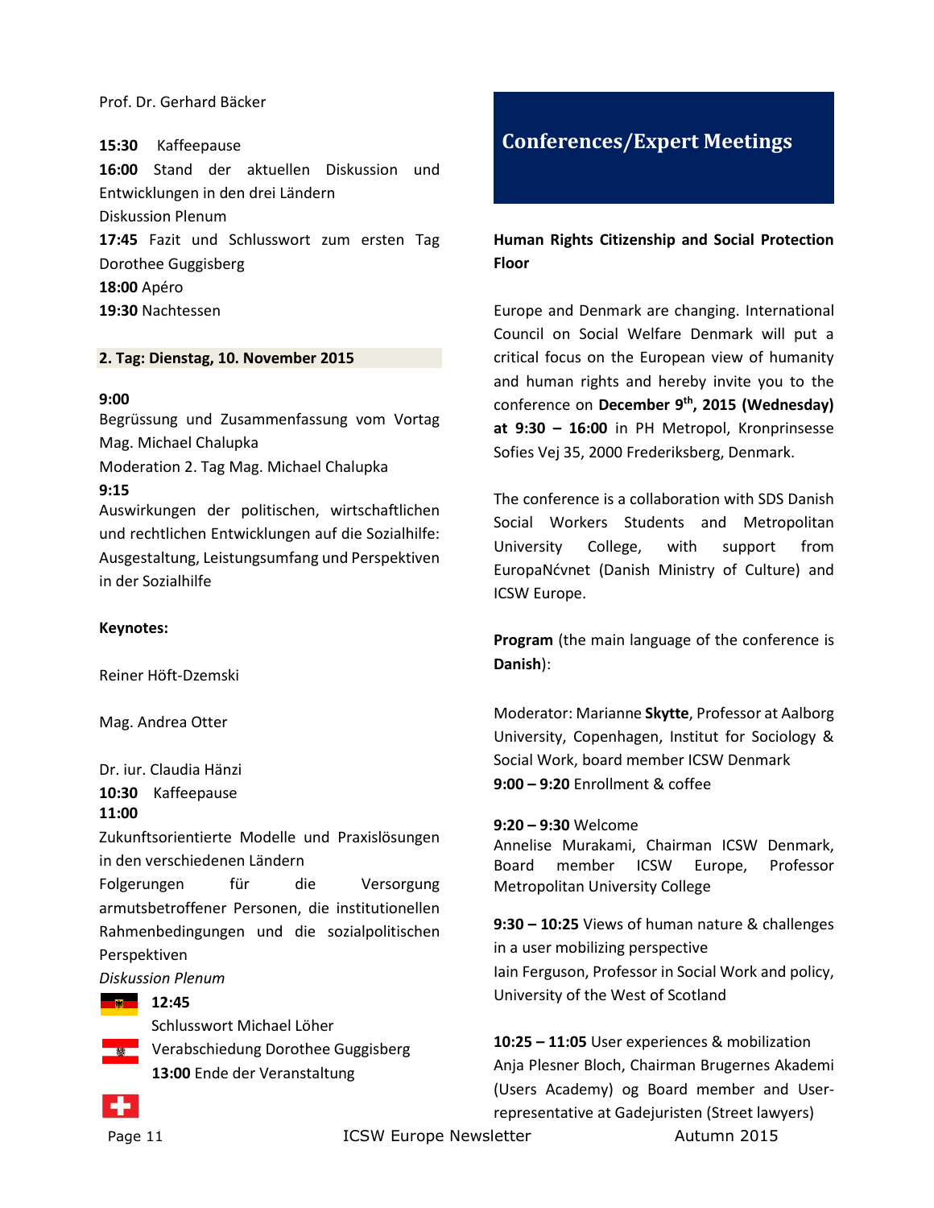Prof. Dr. Gerhard Bäcker

**15:30** Kaffeepause

**16:00** Stand der aktuellen Diskussion und Entwicklungen in den drei Ländern

Diskussion Plenum

**17:45** Fazit und Schlusswort zum ersten Tag Dorothee Guggisberg

**18:00** Apéro

**19:30** Nachtessen

**2. Tag: Dienstag, 10. November 2015**

**9:00**

Begrüssung und Zusammenfassung vom Vortag Mag. Michael Chalupka

Moderation 2. Tag Mag. Michael Chalupka

**9:15**

Auswirkungen der politischen, wirtschaftlichen und rechtlichen Entwicklungen auf die Sozialhilfe: Ausgestaltung, Leistungsumfang und Perspektiven in der Sozialhilfe

**Keynotes:**

Reiner Höft-Dzemski

Mag. Andrea Otter

Dr. iur. Claudia Hänzi

**10:30** Kaffeepause

**11:00**

Zukunftsorientierte Modelle und Praxislösungen in den verschiedenen Ländern

Folgerungen für die Versorgung armutsbetroffener Personen, die institutionellen Rahmenbedingungen und die sozialpolitischen Perspektiven

*Diskussion Plenum*

**12:45**

Schlusswort Michael Löher

Verabschiedung Dorothee Guggisberg

**13:00** Ende der Veranstaltung

## Conferences/Expert Meetings

**Human Rights Citizenship and Social Protection Floor**

Europe and Denmark are changing. International Council on Social Welfare Denmark will put a critical focus on the European view of humanity and human rights and hereby invite you to the conference on **December 9th, 2015 (Wednesday) at 9:30 – 16:00** in PH Metropol, Kronprinsesse Sofies Vej 35, 2000 Frederiksberg, Denmark.

The conference is a collaboration with SDS Danish Social Workers Students and Metropolitan University College, with support from EuropaNćvnet (Danish Ministry of Culture) and ICSW Europe.

**Program** (the main language of the conference is **Danish**):

Moderator: Marianne **Skytte**, Professor at Aalborg University, Copenhagen, Institut for Sociology & Social Work, board member ICSW Denmark

**9:00 – 9:20** Enrollment & coffee

**9:20 – 9:30** Welcome

Annelise Murakami, Chairman ICSW Denmark, Board member ICSW Europe, Professor Metropolitan University College

**9:30 – 10:25** Views of human nature & challenges in a user mobilizing perspective

Iain Ferguson, Professor in Social Work and policy, University of the West of Scotland

**10:25 – 11:05** User experiences & mobilization

Anja Plesner Bloch, Chairman Brugernes Akademi (Users Academy) og Board member and User-representative at Gadejuristen (Street lawyers)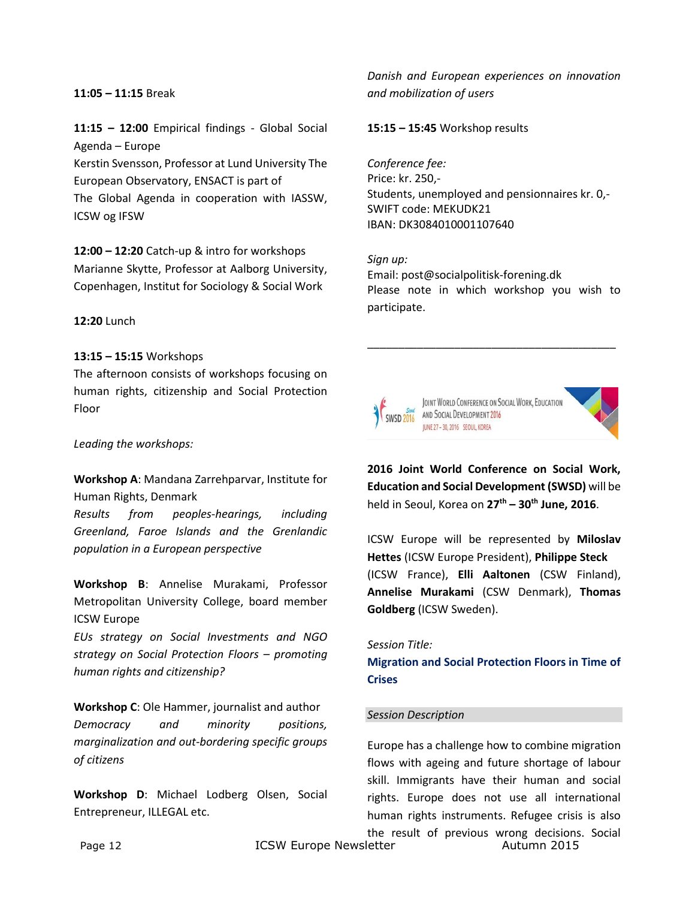**11:05 – 11:15** Break

**11:15 – 12:00** Empirical findings - Global Social Agenda – Europe
Kerstin Svensson, Professor at Lund University The European Observatory, ENSACT is part of The Global Agenda in cooperation with IASSW, ICSW og IFSW

**12:00 – 12:20** Catch-up & intro for workshops
Marianne Skytte, Professor at Aalborg University, Copenhagen, Institut for Sociology & Social Work

**12:20** Lunch

**13:15 – 15:15** Workshops
The afternoon consists of workshops focusing on human rights, citizenship and Social Protection Floor

*Leading the workshops:*

**Workshop A**: Mandana Zarrehparvar, Institute for Human Rights, Denmark
*Results from peoples-hearings, including Greenland, Faroe Islands and the Grenlandic population in a European perspective*

**Workshop B**: Annelise Murakami, Professor Metropolitan University College, board member ICSW Europe
*EUs strategy on Social Investments and NGO strategy on Social Protection Floors – promoting human rights and citizenship?*

**Workshop C**: Ole Hammer, journalist and author
*Democracy and minority positions, marginalization and out-bordering specific groups of citizens*

**Workshop D**: Michael Lodberg Olsen, Social Entrepreneur, ILLEGAL etc.
*Danish and European experiences on innovation and mobilization of users*

**15:15 – 15:45** Workshop results

*Conference fee:*
Price: kr. 250,-
Students, unemployed and pensionnaires kr. 0,-
SWIFT code: MEKUDK21
IBAN: DK3084010001107640

*Sign up:*
Email: post@socialpolitisk-forening.dk
Please note in which workshop you wish to participate.

---

SWSD 2016 Seoul — Joint World Conference on Social Work, Education and Social Development 2016 — June 27 – 30, 2016 Seoul, Korea

**2016 Joint World Conference on Social Work, Education and Social Development (SWSD)** will be held in Seoul, Korea on **27th – 30th June, 2016**.

ICSW Europe will be represented by **Miloslav Hettes** (ICSW Europe President), **Philippe Steck** (ICSW France), **Elli Aaltonen** (CSW Finland), **Annelise Murakami** (CSW Denmark), **Thomas Goldberg** (ICSW Sweden).

*Session Title:*
**Migration and Social Protection Floors in Time of Crises**

*Session Description*

Europe has a challenge how to combine migration flows with ageing and future shortage of labour skill. Immigrants have their human and social rights. Europe does not use all international human rights instruments. Refugee crisis is also the result of previous wrong decisions. Social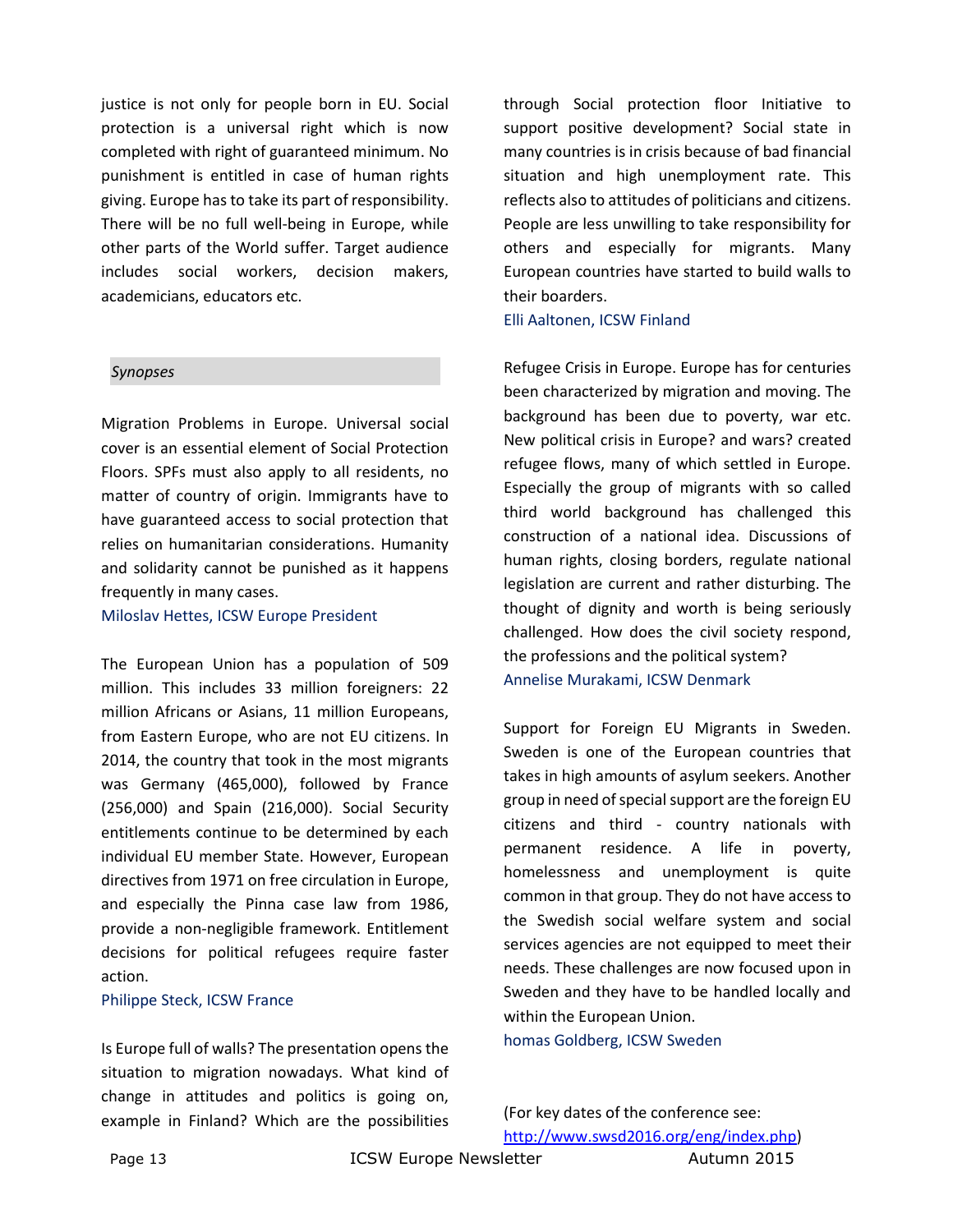justice is not only for people born in EU. Social protection is a universal right which is now completed with right of guaranteed minimum. No punishment is entitled in case of human rights giving. Europe has to take its part of responsibility. There will be no full well-being in Europe, while other parts of the World suffer. Target audience includes social workers, decision makers, academicians, educators etc.

## *Synopses*

Migration Problems in Europe. Universal social cover is an essential element of Social Protection Floors. SPFs must also apply to all residents, no matter of country of origin. Immigrants have to have guaranteed access to social protection that relies on humanitarian considerations. Humanity and solidarity cannot be punished as it happens frequently in many cases.

Miloslav Hettes, ICSW Europe President

The European Union has a population of 509 million. This includes 33 million foreigners: 22 million Africans or Asians, 11 million Europeans, from Eastern Europe, who are not EU citizens. In 2014, the country that took in the most migrants was Germany (465,000), followed by France (256,000) and Spain (216,000). Social Security entitlements continue to be determined by each individual EU member State. However, European directives from 1971 on free circulation in Europe, and especially the Pinna case law from 1986, provide a non-negligible framework. Entitlement decisions for political refugees require faster action.

Philippe Steck, ICSW France

Is Europe full of walls? The presentation opens the situation to migration nowadays. What kind of change in attitudes and politics is going on, example in Finland? Which are the possibilities through Social protection floor Initiative to support positive development? Social state in many countries is in crisis because of bad financial situation and high unemployment rate. This reflects also to attitudes of politicians and citizens. People are less unwilling to take responsibility for others and especially for migrants. Many European countries have started to build walls to their boarders.

Elli Aaltonen, ICSW Finland

Refugee Crisis in Europe. Europe has for centuries been characterized by migration and moving. The background has been due to poverty, war etc. New political crisis in Europe? and wars? created refugee flows, many of which settled in Europe. Especially the group of migrants with so called third world background has challenged this construction of a national idea. Discussions of human rights, closing borders, regulate national legislation are current and rather disturbing. The thought of dignity and worth is being seriously challenged. How does the civil society respond, the professions and the political system?

Annelise Murakami, ICSW Denmark

Support for Foreign EU Migrants in Sweden. Sweden is one of the European countries that takes in high amounts of asylum seekers. Another group in need of special support are the foreign EU citizens and third - country nationals with permanent residence. A life in poverty, homelessness and unemployment is quite common in that group. They do not have access to the Swedish social welfare system and social services agencies are not equipped to meet their needs. These challenges are now focused upon in Sweden and they have to be handled locally and within the European Union.

homas Goldberg, ICSW Sweden

(For key dates of the conference see: [http://www.swsd2016.org/eng/index.php](http://www.swsd2016.org/eng/index.php))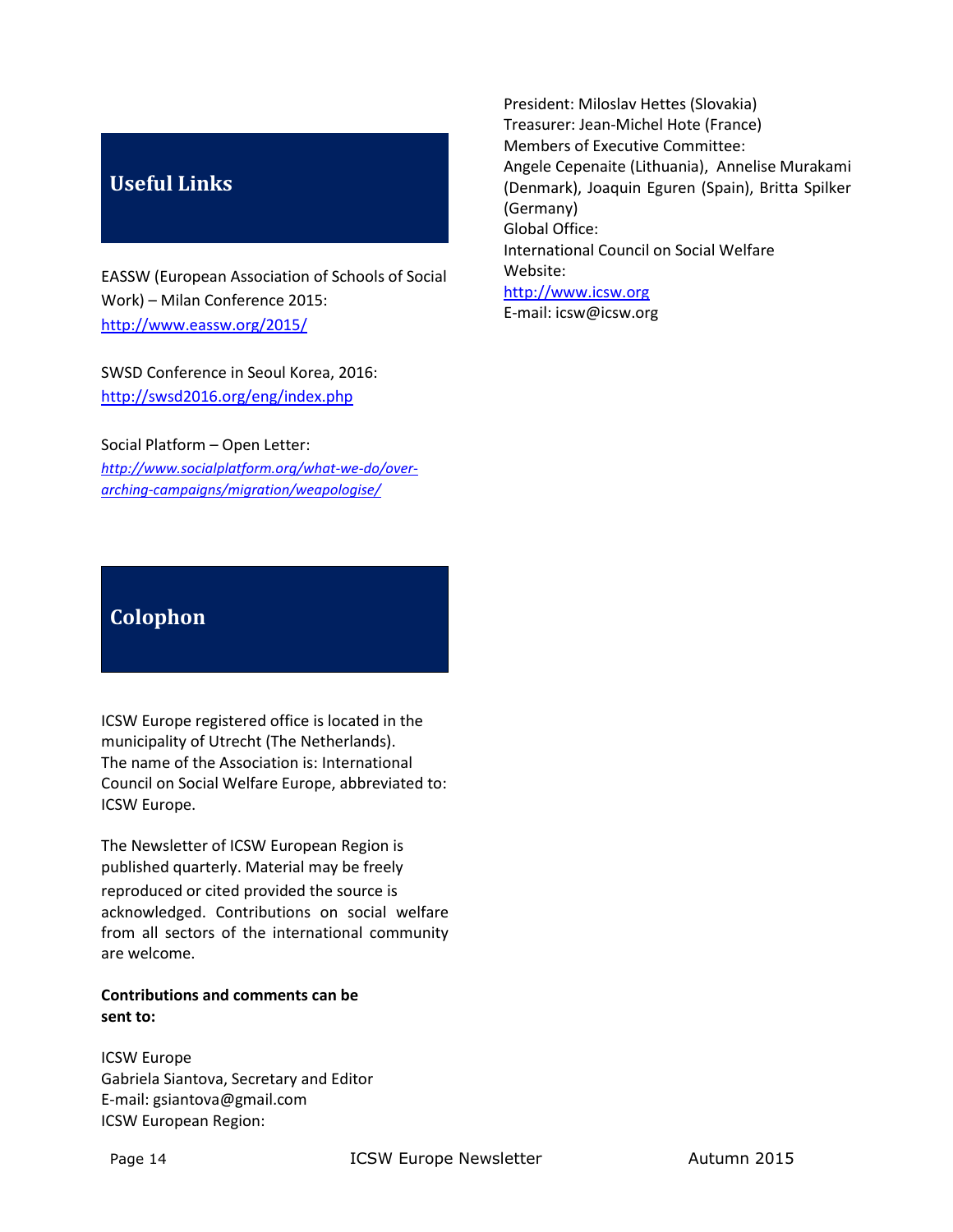## Useful Links

EASSW (European Association of Schools of Social Work) – Milan Conference 2015:
http://www.eassw.org/2015/

SWSD Conference in Seoul Korea, 2016:
http://swsd2016.org/eng/index.php

Social Platform – Open Letter:
*http://www.socialplatform.org/what-we-do/over-arching-campaigns/migration/weapologise/*

## Colophon

ICSW Europe registered office is located in the municipality of Utrecht (The Netherlands).
The name of the Association is: International Council on Social Welfare Europe, abbreviated to: ICSW Europe.

The Newsletter of ICSW European Region is published quarterly. Material may be freely reproduced or cited provided the source is acknowledged. Contributions on social welfare from all sectors of the international community are welcome.

**Contributions and comments can be sent to:**

ICSW Europe
Gabriela Siantova, Secretary and Editor
E-mail: gsiantova@gmail.com
ICSW European Region:
President: Miloslav Hettes (Slovakia)
Treasurer: Jean-Michel Hote (France)
Members of Executive Committee:
Angele Cepenaite (Lithuania), Annelise Murakami (Denmark), Joaquin Eguren (Spain), Britta Spilker (Germany)
Global Office:
International Council on Social Welfare
Website:
http://www.icsw.org
E-mail: icsw@icsw.org